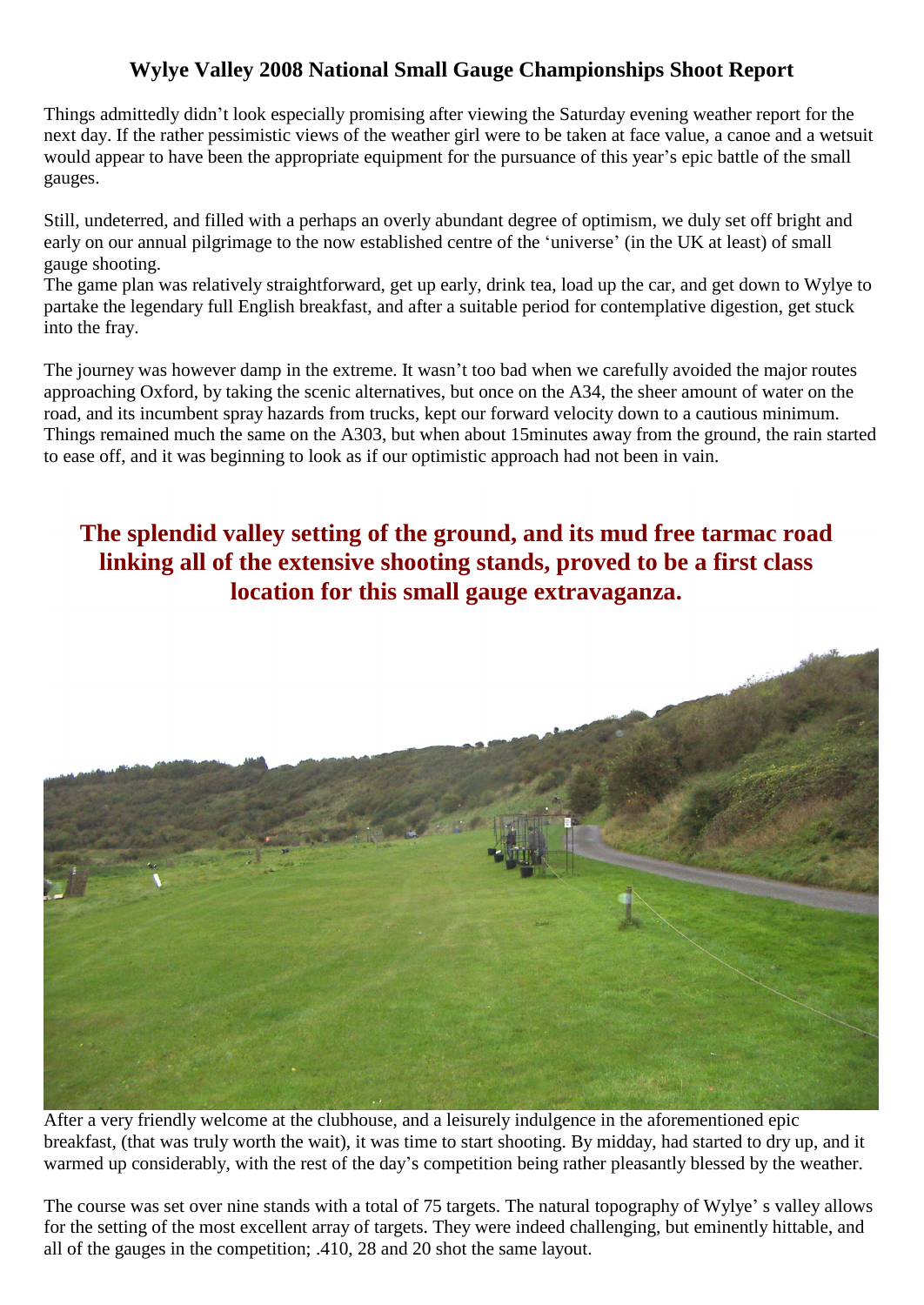# Wylye Valley 2008 National Small Gauge Championships Shoot Report

Things admittedly didn't look especially promising after viewing the Saturday evening weather report for the next day. If the rather pessimistic views of the weather girl were to be taken at face value, a canoe and a wetsuit would appear to have been the appropriate equipment for the pursuance of this year's epic battle of the small gauges.

Still, undeterred, and filled with a perhaps an overly abundant degree of optimism, we duly set off bright and early on our annual pilgrimage to the now established centre of the 'universe' (in the UK at least) of small gauge shooting.

The game plan was relatively straightforward, get up early, drink tea, load up the car, and get down to Wylye to partake the legendary full English breakfast, and after a suitable period for contemplative digestion, get stuck into the fray.

The journey was however damp in the extreme. It wasn't too bad when we carefully avoided the major routes approaching Oxford, by taking the scenic alternatives, but once on the A34, the sheer amount of water on the road, and its incumbent spray hazards from trucks, kept our forward velocity down to a cautious minimum. Things remained much the same on the A303, but when about 15minutes away from the ground, the rain started to ease off, and it was beginning to look as if our optimistic approach had not been in vain.

## The splendid valley setting of the ground, and its mud free tarmac road linking all of the extensive shooting stands, proved to be a first class location for this small gauge extravaganza.

After a very friendly welcome at the clubhouse, and a leisurely indulgence in the aforementioned epic breakfast, (that was truly worth the wait), it was time to start shooting. By midday, had started to dry up, and it warmed up considerably, with the rest of the day's competition being rather pleasantly blessed by the weather.

The course was set over nine stands with a total of 75 targets. The natural topography of Wylye' s valley allows for the setting of the most excellent array of targets. They were indeed challenging, but eminently hittable, and all of the gauges in the competition; .410, 28 and 20 shot the same layout.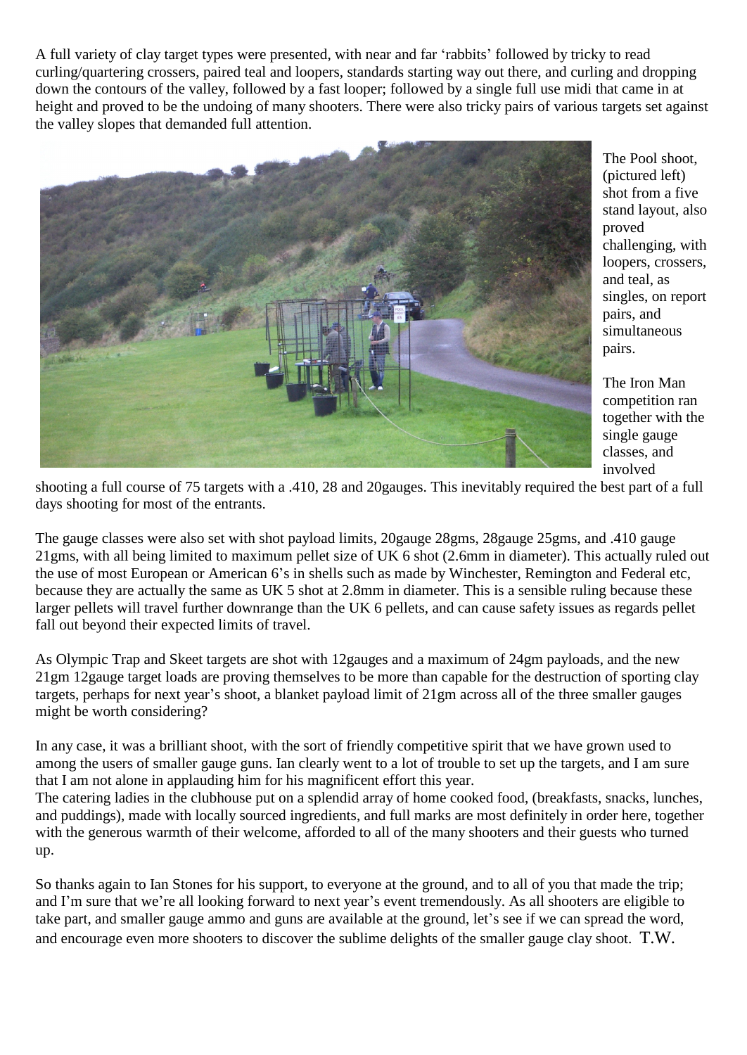A full variety of clay target types were presented, with near and far 'rabbits' followed by tricky to read curling/quartering crossers, paired teal and loopers, standards starting way out there, and curling and dropping down the contours of the valley, followed by a fast looper; followed by a single full use midi that came in at height and proved to be the undoing of many shooters. There were also tricky pairs of various targets set against the valley slopes that demanded full attention.

The Pool shoot, (pictured left) shot from a five stand layout, also proved challenging, with loopers, crossers, and teal, as singles, on report pairs, and simultaneous pairs.

The Iron Man competition ran together with the single gauge classes, and involved shooting a full course of 75 targets with a .410, 28 and 20gauges. This inevitably required the best part of a full days shooting for most of the entrants.

The gauge classes were also set with shot payload limits, 20gauge 28gms, 28gauge 25gms, and .410 gauge 21gms, with all being limited to maximum pellet size of UK 6 shot (2.6mm in diameter). This actually ruled out the use of most European or American 6's in shells such as made by Winchester, Remington and Federal etc, because they are actually the same as UK 5 shot at 2.8mm in diameter. This is a sensible ruling because these larger pellets will travel further downrange than the UK 6 pellets, and can cause safety issues as regards pellet fall out beyond their expected limits of travel.

As Olympic Trap and Skeet targets are shot with 12gauges and a maximum of 24gm payloads, and the new 21gm 12gauge target loads are proving themselves to be more than capable for the destruction of sporting clay targets, perhaps for next year's shoot, a blanket payload limit of 21gm across all of the three smaller gauges might be worth considering?

In any case, it was a brilliant shoot, with the sort of friendly competitive spirit that we have grown used to among the users of smaller gauge guns. Ian clearly went to a lot of trouble to set up the targets, and I am sure that I am not alone in applauding him for his magnificent effort this year.
The catering ladies in the clubhouse put on a splendid array of home cooked food, (breakfasts, snacks, lunches, and puddings), made with locally sourced ingredients, and full marks are most definitely in order here, together with the generous warmth of their welcome, afforded to all of the many shooters and their guests who turned up.

So thanks again to Ian Stones for his support, to everyone at the ground, and to all of you that made the trip; and I'm sure that we're all looking forward to next year's event tremendously. As all shooters are eligible to take part, and smaller gauge ammo and guns are available at the ground, let's see if we can spread the word, and encourage even more shooters to discover the sublime delights of the smaller gauge clay shoot. T.W.